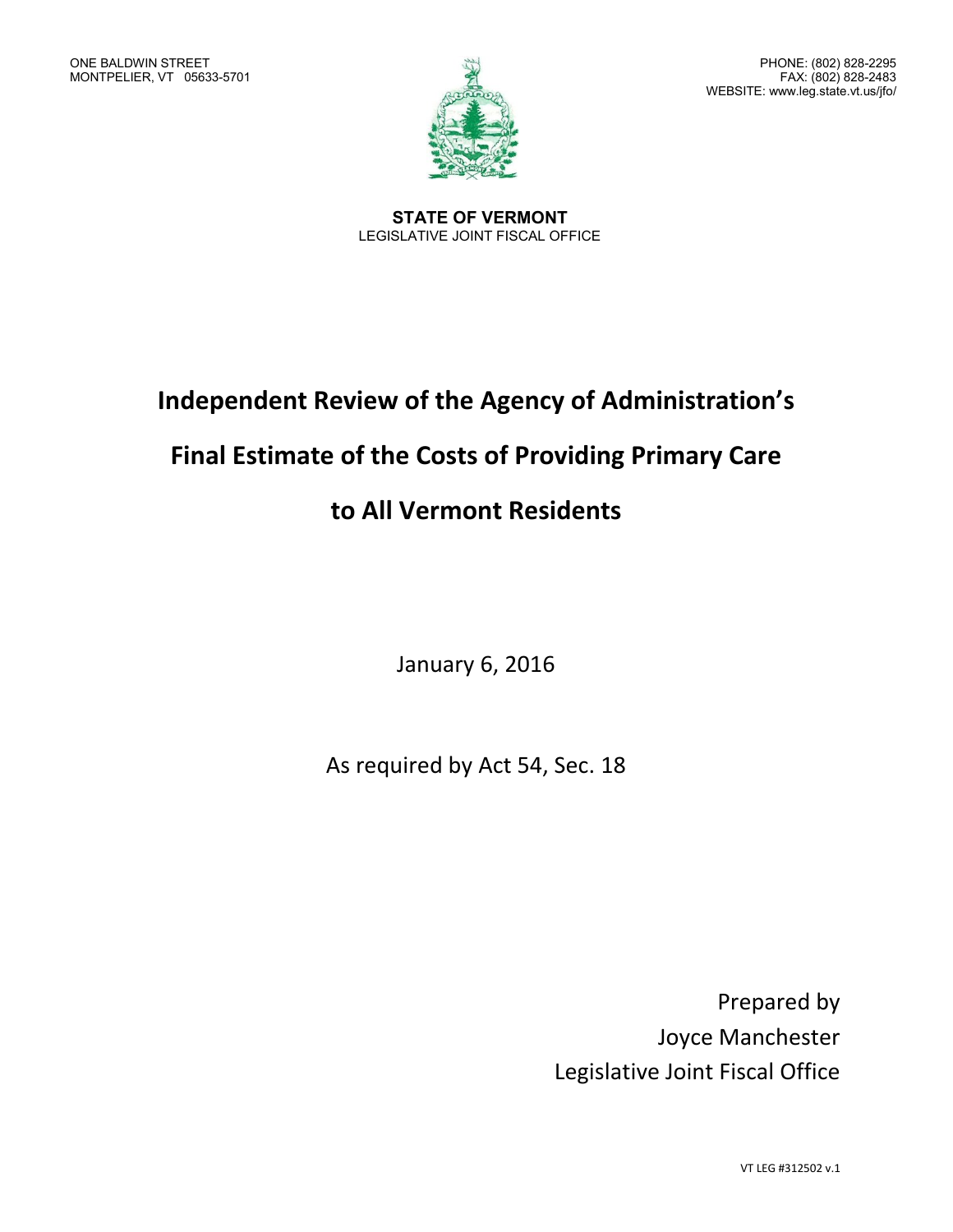ONE BALDWIN STREET
MONTPELIER, VT 05633-5701

PHONE: (802) 828-2295
FAX: (802) 828-2483
WEBSITE: www.leg.state.vt.us/jfo/

**STATE OF VERMONT**
LEGISLATIVE JOINT FISCAL OFFICE

# Independent Review of the Agency of Administration's Final Estimate of the Costs of Providing Primary Care to All Vermont Residents

January 6, 2016

As required by Act 54, Sec. 18

Prepared by
Joyce Manchester
Legislative Joint Fiscal Office

VT LEG #312502 v.1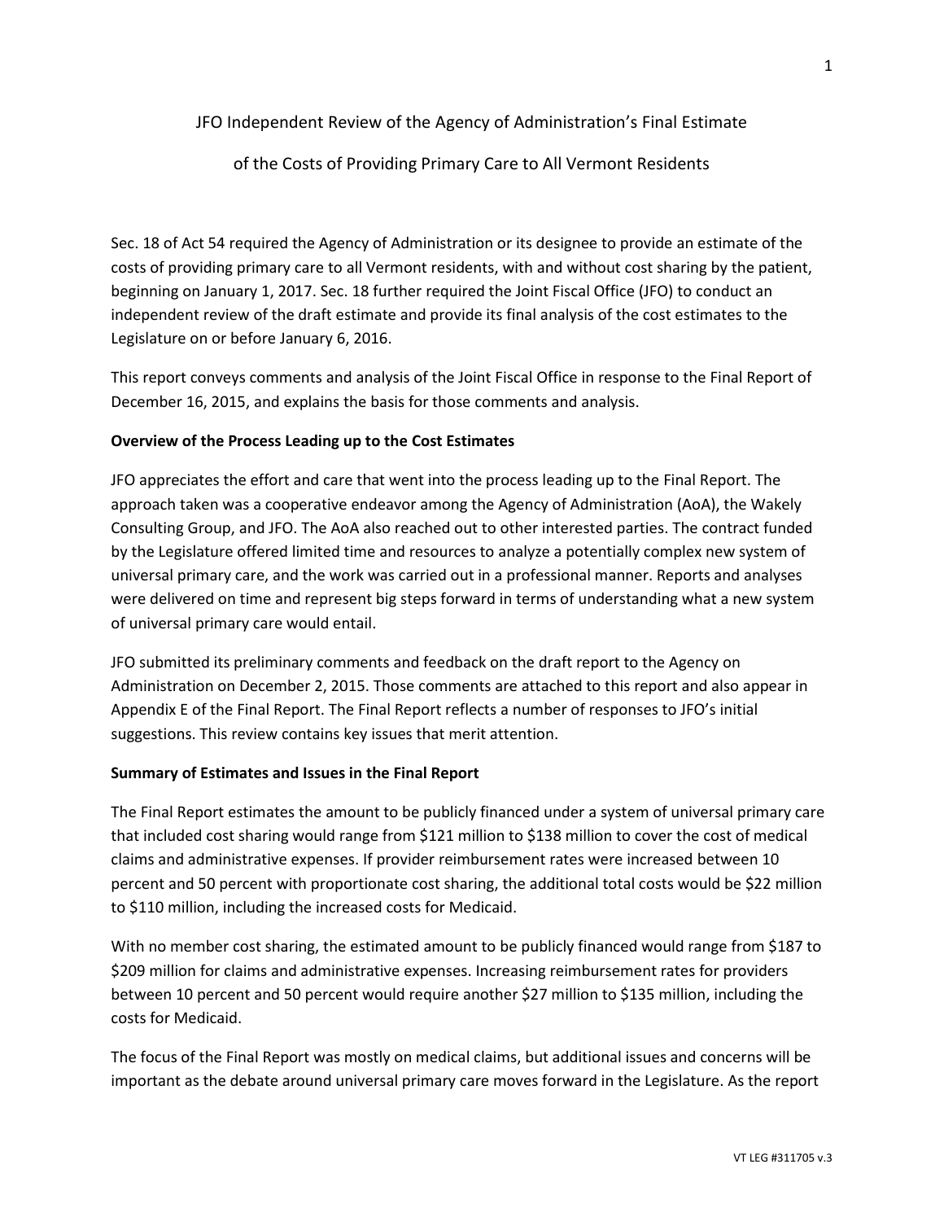JFO Independent Review of the Agency of Administration's Final Estimate

of the Costs of Providing Primary Care to All Vermont Residents

Sec. 18 of Act 54 required the Agency of Administration or its designee to provide an estimate of the costs of providing primary care to all Vermont residents, with and without cost sharing by the patient, beginning on January 1, 2017. Sec. 18 further required the Joint Fiscal Office (JFO) to conduct an independent review of the draft estimate and provide its final analysis of the cost estimates to the Legislature on or before January 6, 2016.

This report conveys comments and analysis of the Joint Fiscal Office in response to the Final Report of December 16, 2015, and explains the basis for those comments and analysis.

**Overview of the Process Leading up to the Cost Estimates**

JFO appreciates the effort and care that went into the process leading up to the Final Report. The approach taken was a cooperative endeavor among the Agency of Administration (AoA), the Wakely Consulting Group, and JFO. The AoA also reached out to other interested parties. The contract funded by the Legislature offered limited time and resources to analyze a potentially complex new system of universal primary care, and the work was carried out in a professional manner. Reports and analyses were delivered on time and represent big steps forward in terms of understanding what a new system of universal primary care would entail.

JFO submitted its preliminary comments and feedback on the draft report to the Agency on Administration on December 2, 2015. Those comments are attached to this report and also appear in Appendix E of the Final Report. The Final Report reflects a number of responses to JFO's initial suggestions. This review contains key issues that merit attention.

**Summary of Estimates and Issues in the Final Report**

The Final Report estimates the amount to be publicly financed under a system of universal primary care that included cost sharing would range from $121 million to $138 million to cover the cost of medical claims and administrative expenses. If provider reimbursement rates were increased between 10 percent and 50 percent with proportionate cost sharing, the additional total costs would be $22 million to $110 million, including the increased costs for Medicaid.

With no member cost sharing, the estimated amount to be publicly financed would range from $187 to $209 million for claims and administrative expenses. Increasing reimbursement rates for providers between 10 percent and 50 percent would require another $27 million to $135 million, including the costs for Medicaid.

The focus of the Final Report was mostly on medical claims, but additional issues and concerns will be important as the debate around universal primary care moves forward in the Legislature. As the report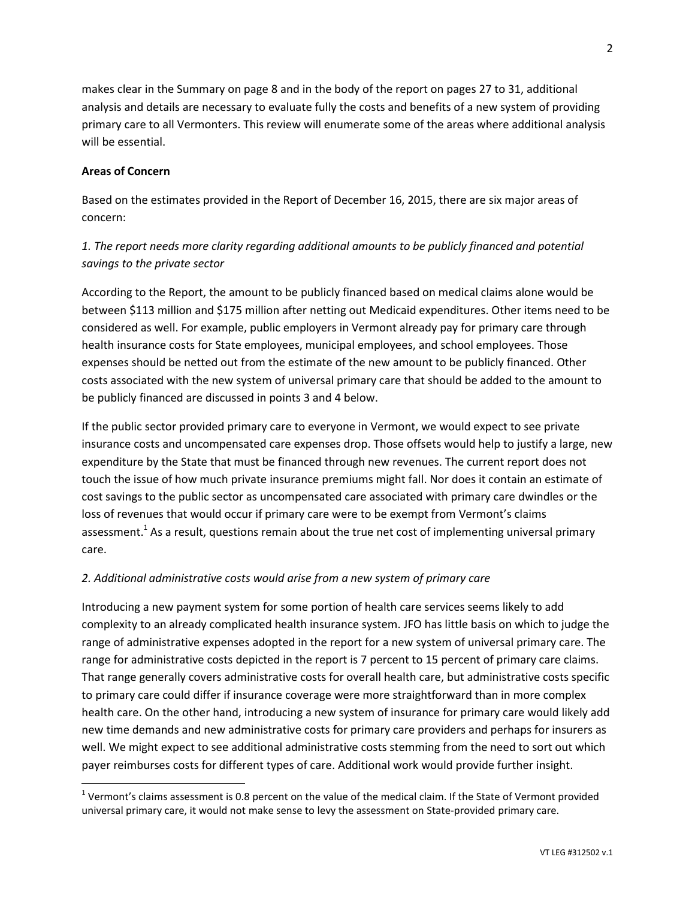makes clear in the Summary on page 8 and in the body of the report on pages 27 to 31, additional analysis and details are necessary to evaluate fully the costs and benefits of a new system of providing primary care to all Vermonters. This review will enumerate some of the areas where additional analysis will be essential.

**Areas of Concern**

Based on the estimates provided in the Report of December 16, 2015, there are six major areas of concern:

*1. The report needs more clarity regarding additional amounts to be publicly financed and potential savings to the private sector*

According to the Report, the amount to be publicly financed based on medical claims alone would be between $113 million and $175 million after netting out Medicaid expenditures. Other items need to be considered as well. For example, public employers in Vermont already pay for primary care through health insurance costs for State employees, municipal employees, and school employees. Those expenses should be netted out from the estimate of the new amount to be publicly financed. Other costs associated with the new system of universal primary care that should be added to the amount to be publicly financed are discussed in points 3 and 4 below.

If the public sector provided primary care to everyone in Vermont, we would expect to see private insurance costs and uncompensated care expenses drop. Those offsets would help to justify a large, new expenditure by the State that must be financed through new revenues. The current report does not touch the issue of how much private insurance premiums might fall. Nor does it contain an estimate of cost savings to the public sector as uncompensated care associated with primary care dwindles or the loss of revenues that would occur if primary care were to be exempt from Vermont's claims assessment.[1] As a result, questions remain about the true net cost of implementing universal primary care.

*2. Additional administrative costs would arise from a new system of primary care*

Introducing a new payment system for some portion of health care services seems likely to add complexity to an already complicated health insurance system. JFO has little basis on which to judge the range of administrative expenses adopted in the report for a new system of universal primary care. The range for administrative costs depicted in the report is 7 percent to 15 percent of primary care claims. That range generally covers administrative costs for overall health care, but administrative costs specific to primary care could differ if insurance coverage were more straightforward than in more complex health care. On the other hand, introducing a new system of insurance for primary care would likely add new time demands and new administrative costs for primary care providers and perhaps for insurers as well. We might expect to see additional administrative costs stemming from the need to sort out which payer reimburses costs for different types of care. Additional work would provide further insight.

[1] Vermont's claims assessment is 0.8 percent on the value of the medical claim. If the State of Vermont provided universal primary care, it would not make sense to levy the assessment on State-provided primary care.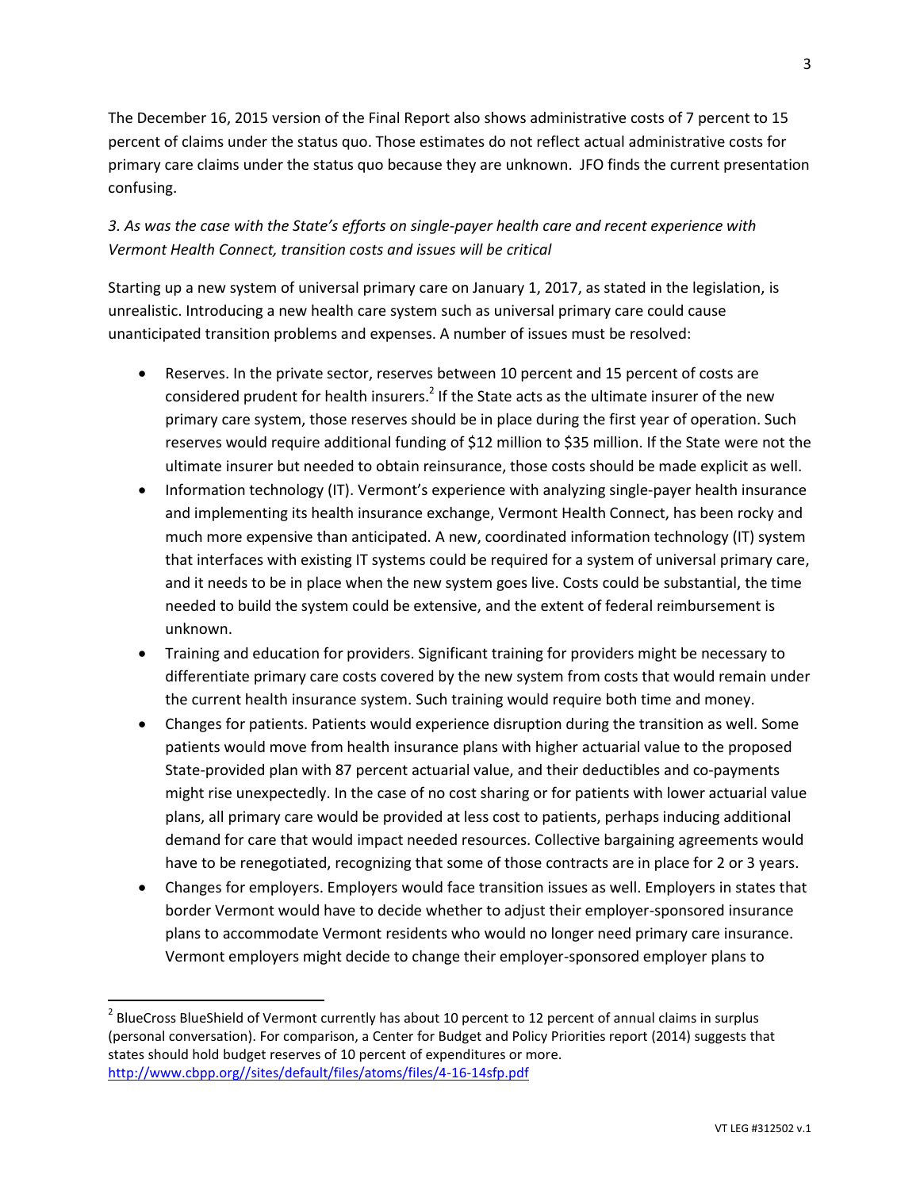The December 16, 2015 version of the Final Report also shows administrative costs of 7 percent to 15 percent of claims under the status quo. Those estimates do not reflect actual administrative costs for primary care claims under the status quo because they are unknown. JFO finds the current presentation confusing.

*3. As was the case with the State's efforts on single-payer health care and recent experience with Vermont Health Connect, transition costs and issues will be critical*

Starting up a new system of universal primary care on January 1, 2017, as stated in the legislation, is unrealistic. Introducing a new health care system such as universal primary care could cause unanticipated transition problems and expenses. A number of issues must be resolved:

- Reserves. In the private sector, reserves between 10 percent and 15 percent of costs are considered prudent for health insurers.[2] If the State acts as the ultimate insurer of the new primary care system, those reserves should be in place during the first year of operation. Such reserves would require additional funding of $12 million to $35 million. If the State were not the ultimate insurer but needed to obtain reinsurance, those costs should be made explicit as well.
- Information technology (IT). Vermont's experience with analyzing single-payer health insurance and implementing its health insurance exchange, Vermont Health Connect, has been rocky and much more expensive than anticipated. A new, coordinated information technology (IT) system that interfaces with existing IT systems could be required for a system of universal primary care, and it needs to be in place when the new system goes live. Costs could be substantial, the time needed to build the system could be extensive, and the extent of federal reimbursement is unknown.
- Training and education for providers. Significant training for providers might be necessary to differentiate primary care costs covered by the new system from costs that would remain under the current health insurance system. Such training would require both time and money.
- Changes for patients. Patients would experience disruption during the transition as well. Some patients would move from health insurance plans with higher actuarial value to the proposed State-provided plan with 87 percent actuarial value, and their deductibles and co-payments might rise unexpectedly. In the case of no cost sharing or for patients with lower actuarial value plans, all primary care would be provided at less cost to patients, perhaps inducing additional demand for care that would impact needed resources. Collective bargaining agreements would have to be renegotiated, recognizing that some of those contracts are in place for 2 or 3 years.
- Changes for employers. Employers would face transition issues as well. Employers in states that border Vermont would have to decide whether to adjust their employer-sponsored insurance plans to accommodate Vermont residents who would no longer need primary care insurance. Vermont employers might decide to change their employer-sponsored employer plans to

---

[2] BlueCross BlueShield of Vermont currently has about 10 percent to 12 percent of annual claims in surplus (personal conversation). For comparison, a Center for Budget and Policy Priorities report (2014) suggests that states should hold budget reserves of 10 percent of expenditures or more. http://www.cbpp.org//sites/default/files/atoms/files/4-16-14sfp.pdf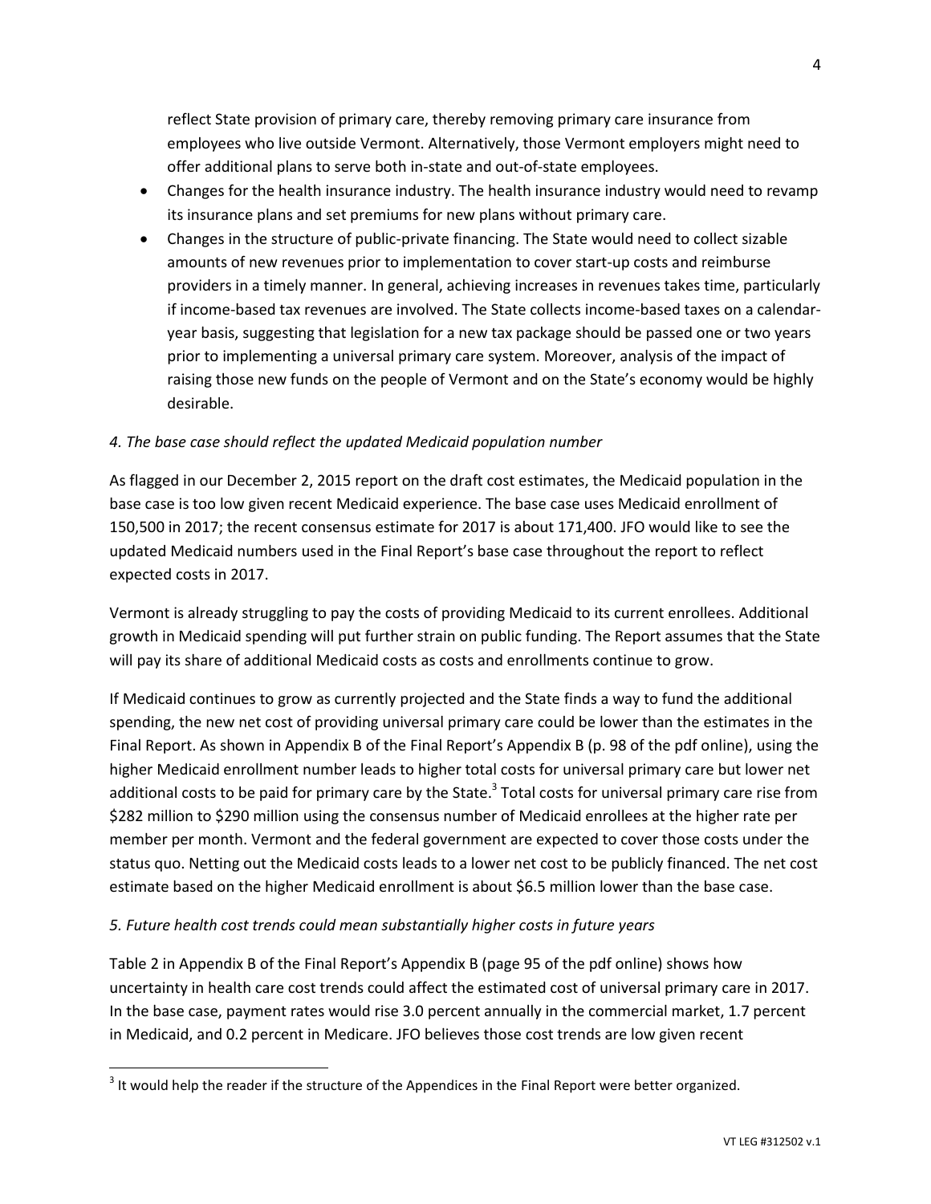reflect State provision of primary care, thereby removing primary care insurance from employees who live outside Vermont. Alternatively, those Vermont employers might need to offer additional plans to serve both in-state and out-of-state employees.

- Changes for the health insurance industry. The health insurance industry would need to revamp its insurance plans and set premiums for new plans without primary care.
- Changes in the structure of public-private financing. The State would need to collect sizable amounts of new revenues prior to implementation to cover start-up costs and reimburse providers in a timely manner. In general, achieving increases in revenues takes time, particularly if income-based tax revenues are involved. The State collects income-based taxes on a calendar-year basis, suggesting that legislation for a new tax package should be passed one or two years prior to implementing a universal primary care system. Moreover, analysis of the impact of raising those new funds on the people of Vermont and on the State's economy would be highly desirable.

*4. The base case should reflect the updated Medicaid population number*

As flagged in our December 2, 2015 report on the draft cost estimates, the Medicaid population in the base case is too low given recent Medicaid experience. The base case uses Medicaid enrollment of 150,500 in 2017; the recent consensus estimate for 2017 is about 171,400. JFO would like to see the updated Medicaid numbers used in the Final Report's base case throughout the report to reflect expected costs in 2017.

Vermont is already struggling to pay the costs of providing Medicaid to its current enrollees. Additional growth in Medicaid spending will put further strain on public funding. The Report assumes that the State will pay its share of additional Medicaid costs as costs and enrollments continue to grow.

If Medicaid continues to grow as currently projected and the State finds a way to fund the additional spending, the new net cost of providing universal primary care could be lower than the estimates in the Final Report. As shown in Appendix B of the Final Report's Appendix B (p. 98 of the pdf online), using the higher Medicaid enrollment number leads to higher total costs for universal primary care but lower net additional costs to be paid for primary care by the State.[3] Total costs for universal primary care rise from $282 million to $290 million using the consensus number of Medicaid enrollees at the higher rate per member per month. Vermont and the federal government are expected to cover those costs under the status quo. Netting out the Medicaid costs leads to a lower net cost to be publicly financed. The net cost estimate based on the higher Medicaid enrollment is about $6.5 million lower than the base case.

*5. Future health cost trends could mean substantially higher costs in future years*

Table 2 in Appendix B of the Final Report's Appendix B (page 95 of the pdf online) shows how uncertainty in health care cost trends could affect the estimated cost of universal primary care in 2017. In the base case, payment rates would rise 3.0 percent annually in the commercial market, 1.7 percent in Medicaid, and 0.2 percent in Medicare. JFO believes those cost trends are low given recent

[3] It would help the reader if the structure of the Appendices in the Final Report were better organized.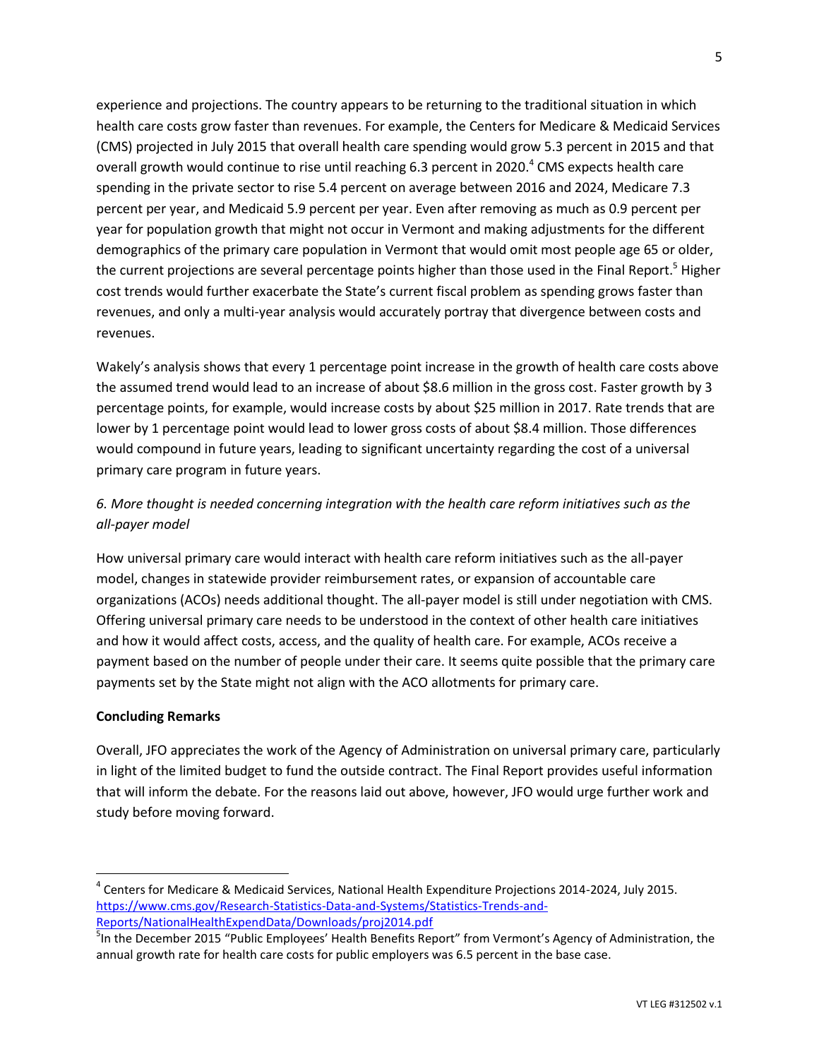experience and projections. The country appears to be returning to the traditional situation in which health care costs grow faster than revenues. For example, the Centers for Medicare & Medicaid Services (CMS) projected in July 2015 that overall health care spending would grow 5.3 percent in 2015 and that overall growth would continue to rise until reaching 6.3 percent in 2020.[4] CMS expects health care spending in the private sector to rise 5.4 percent on average between 2016 and 2024, Medicare 7.3 percent per year, and Medicaid 5.9 percent per year. Even after removing as much as 0.9 percent per year for population growth that might not occur in Vermont and making adjustments for the different demographics of the primary care population in Vermont that would omit most people age 65 or older, the current projections are several percentage points higher than those used in the Final Report.[5] Higher cost trends would further exacerbate the State's current fiscal problem as spending grows faster than revenues, and only a multi-year analysis would accurately portray that divergence between costs and revenues.

Wakely's analysis shows that every 1 percentage point increase in the growth of health care costs above the assumed trend would lead to an increase of about $8.6 million in the gross cost. Faster growth by 3 percentage points, for example, would increase costs by about $25 million in 2017. Rate trends that are lower by 1 percentage point would lead to lower gross costs of about $8.4 million. Those differences would compound in future years, leading to significant uncertainty regarding the cost of a universal primary care program in future years.

*6. More thought is needed concerning integration with the health care reform initiatives such as the all-payer model*

How universal primary care would interact with health care reform initiatives such as the all-payer model, changes in statewide provider reimbursement rates, or expansion of accountable care organizations (ACOs) needs additional thought. The all-payer model is still under negotiation with CMS. Offering universal primary care needs to be understood in the context of other health care initiatives and how it would affect costs, access, and the quality of health care. For example, ACOs receive a payment based on the number of people under their care. It seems quite possible that the primary care payments set by the State might not align with the ACO allotments for primary care.

**Concluding Remarks**

Overall, JFO appreciates the work of the Agency of Administration on universal primary care, particularly in light of the limited budget to fund the outside contract. The Final Report provides useful information that will inform the debate. For the reasons laid out above, however, JFO would urge further work and study before moving forward.

---

[4] Centers for Medicare & Medicaid Services, National Health Expenditure Projections 2014-2024, July 2015. https://www.cms.gov/Research-Statistics-Data-and-Systems/Statistics-Trends-and-Reports/NationalHealthExpendData/Downloads/proj2014.pdf

[5] In the December 2015 "Public Employees' Health Benefits Report" from Vermont's Agency of Administration, the annual growth rate for health care costs for public employers was 6.5 percent in the base case.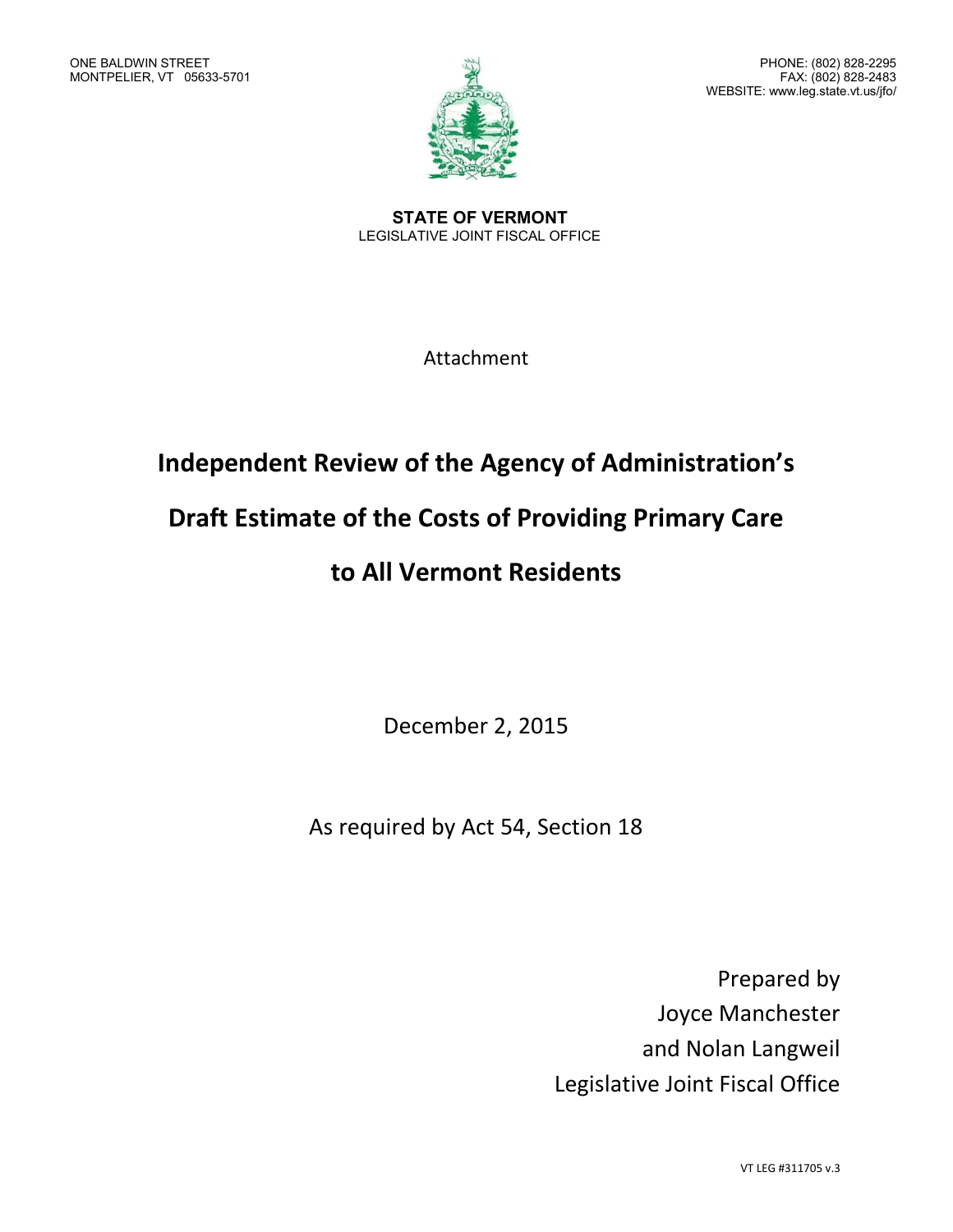ONE BALDWIN STREET
MONTPELIER, VT 05633-5701

PHONE: (802) 828-2295
FAX: (802) 828-2483
WEBSITE: www.leg.state.vt.us/jfo/

**STATE OF VERMONT**
LEGISLATIVE JOINT FISCAL OFFICE

Attachment

# Independent Review of the Agency of Administration's Draft Estimate of the Costs of Providing Primary Care to All Vermont Residents

December 2, 2015

As required by Act 54, Section 18

Prepared by
Joyce Manchester
and Nolan Langweil
Legislative Joint Fiscal Office

VT LEG #311705 v.3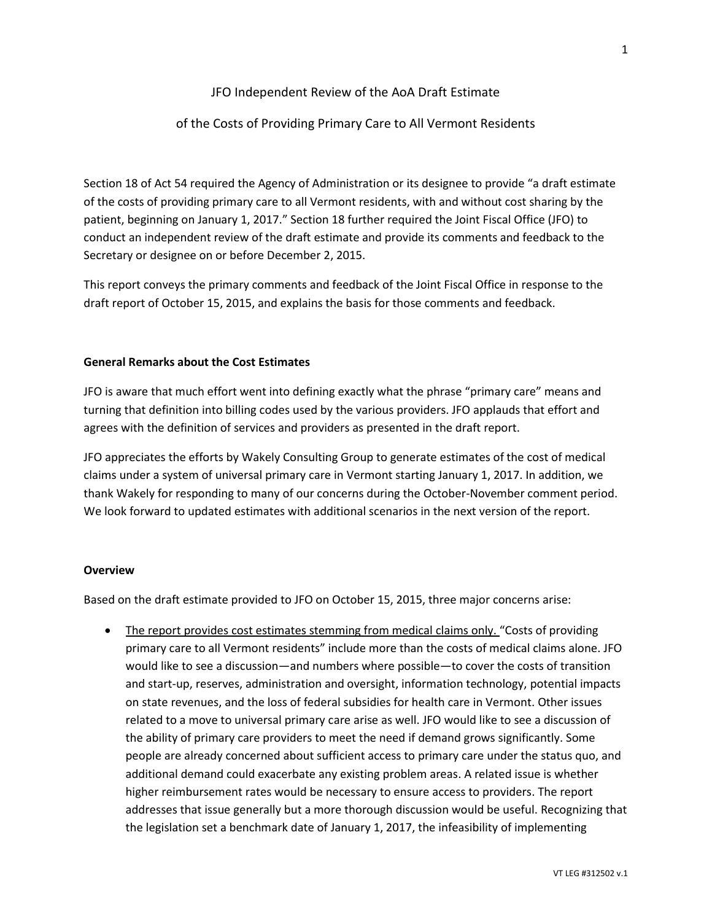JFO Independent Review of the AoA Draft Estimate

of the Costs of Providing Primary Care to All Vermont Residents

Section 18 of Act 54 required the Agency of Administration or its designee to provide "a draft estimate of the costs of providing primary care to all Vermont residents, with and without cost sharing by the patient, beginning on January 1, 2017." Section 18 further required the Joint Fiscal Office (JFO) to conduct an independent review of the draft estimate and provide its comments and feedback to the Secretary or designee on or before December 2, 2015.

This report conveys the primary comments and feedback of the Joint Fiscal Office in response to the draft report of October 15, 2015, and explains the basis for those comments and feedback.

**General Remarks about the Cost Estimates**

JFO is aware that much effort went into defining exactly what the phrase "primary care" means and turning that definition into billing codes used by the various providers. JFO applauds that effort and agrees with the definition of services and providers as presented in the draft report.

JFO appreciates the efforts by Wakely Consulting Group to generate estimates of the cost of medical claims under a system of universal primary care in Vermont starting January 1, 2017. In addition, we thank Wakely for responding to many of our concerns during the October-November comment period. We look forward to updated estimates with additional scenarios in the next version of the report.

**Overview**

Based on the draft estimate provided to JFO on October 15, 2015, three major concerns arise:

- <u>The report provides cost estimates stemming from medical claims only.</u> "Costs of providing primary care to all Vermont residents" include more than the costs of medical claims alone. JFO would like to see a discussion—and numbers where possible—to cover the costs of transition and start-up, reserves, administration and oversight, information technology, potential impacts on state revenues, and the loss of federal subsidies for health care in Vermont. Other issues related to a move to universal primary care arise as well. JFO would like to see a discussion of the ability of primary care providers to meet the need if demand grows significantly. Some people are already concerned about sufficient access to primary care under the status quo, and additional demand could exacerbate any existing problem areas. A related issue is whether higher reimbursement rates would be necessary to ensure access to providers. The report addresses that issue generally but a more thorough discussion would be useful. Recognizing that the legislation set a benchmark date of January 1, 2017, the infeasibility of implementing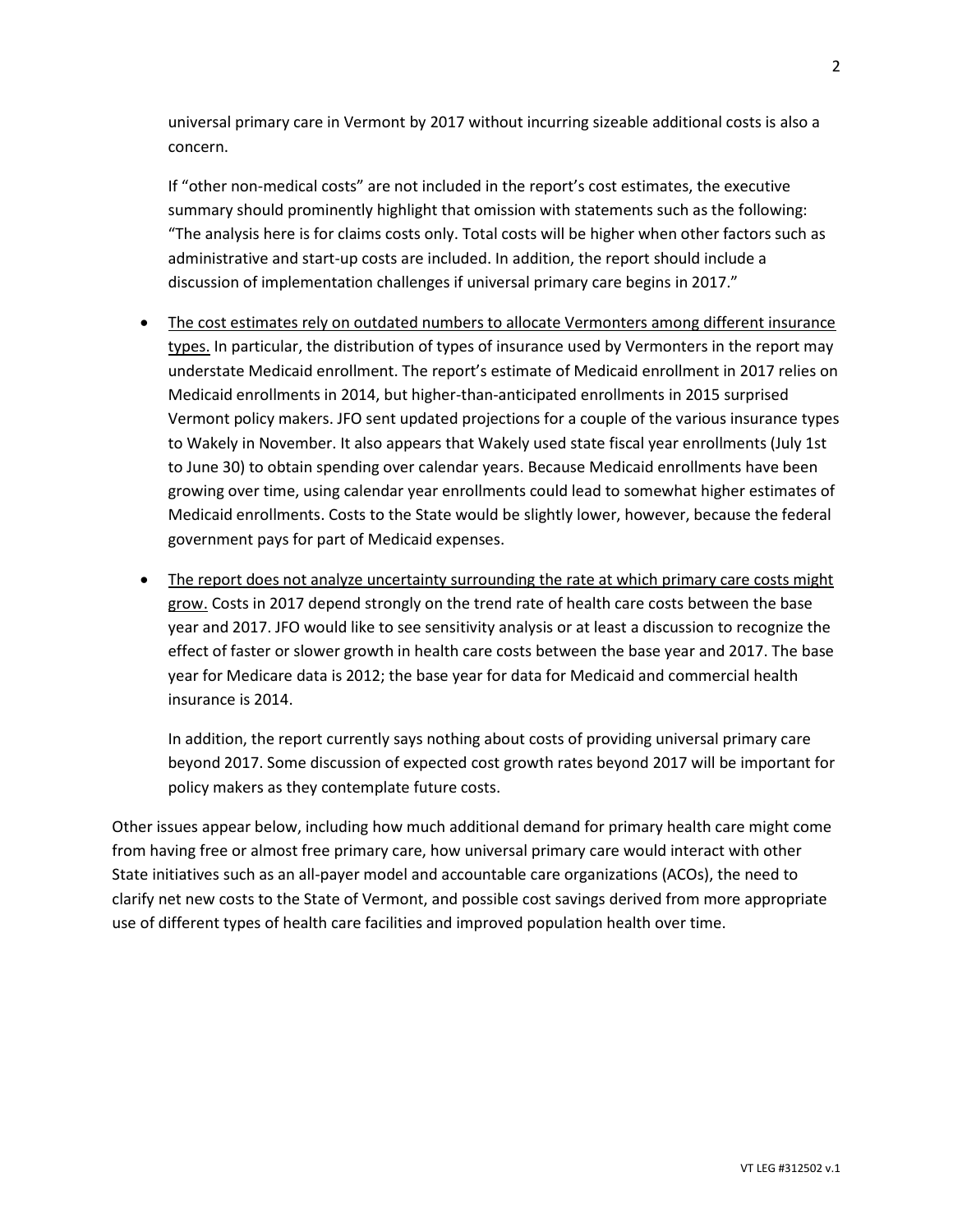universal primary care in Vermont by 2017 without incurring sizeable additional costs is also a concern.

If "other non-medical costs" are not included in the report's cost estimates, the executive summary should prominently highlight that omission with statements such as the following: "The analysis here is for claims costs only. Total costs will be higher when other factors such as administrative and start-up costs are included. In addition, the report should include a discussion of implementation challenges if universal primary care begins in 2017."

- <u>The cost estimates rely on outdated numbers to allocate Vermonters among different insurance types.</u> In particular, the distribution of types of insurance used by Vermonters in the report may understate Medicaid enrollment. The report's estimate of Medicaid enrollment in 2017 relies on Medicaid enrollments in 2014, but higher-than-anticipated enrollments in 2015 surprised Vermont policy makers. JFO sent updated projections for a couple of the various insurance types to Wakely in November. It also appears that Wakely used state fiscal year enrollments (July 1st to June 30) to obtain spending over calendar years. Because Medicaid enrollments have been growing over time, using calendar year enrollments could lead to somewhat higher estimates of Medicaid enrollments. Costs to the State would be slightly lower, however, because the federal government pays for part of Medicaid expenses.

- <u>The report does not analyze uncertainty surrounding the rate at which primary care costs might grow.</u> Costs in 2017 depend strongly on the trend rate of health care costs between the base year and 2017. JFO would like to see sensitivity analysis or at least a discussion to recognize the effect of faster or slower growth in health care costs between the base year and 2017. The base year for Medicare data is 2012; the base year for data for Medicaid and commercial health insurance is 2014.

  In addition, the report currently says nothing about costs of providing universal primary care beyond 2017. Some discussion of expected cost growth rates beyond 2017 will be important for policy makers as they contemplate future costs.

Other issues appear below, including how much additional demand for primary health care might come from having free or almost free primary care, how universal primary care would interact with other State initiatives such as an all-payer model and accountable care organizations (ACOs), the need to clarify net new costs to the State of Vermont, and possible cost savings derived from more appropriate use of different types of health care facilities and improved population health over time.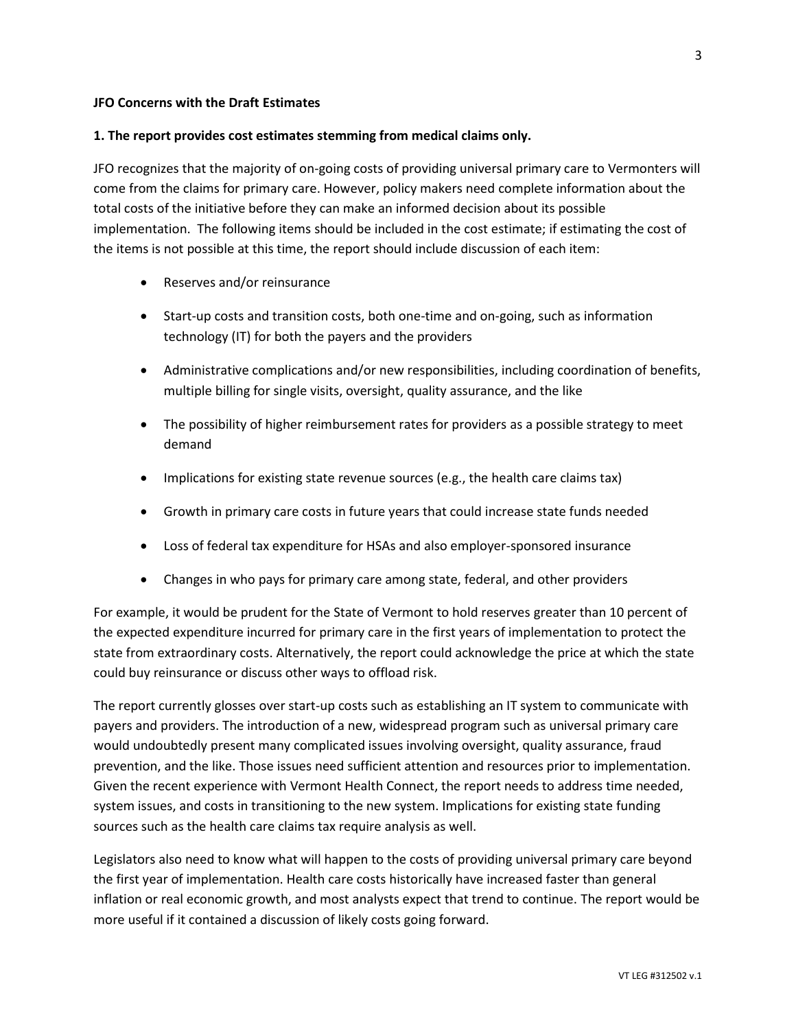**JFO Concerns with the Draft Estimates**

**1. The report provides cost estimates stemming from medical claims only.**

JFO recognizes that the majority of on-going costs of providing universal primary care to Vermonters will come from the claims for primary care. However, policy makers need complete information about the total costs of the initiative before they can make an informed decision about its possible implementation. The following items should be included in the cost estimate; if estimating the cost of the items is not possible at this time, the report should include discussion of each item:

- Reserves and/or reinsurance
- Start-up costs and transition costs, both one-time and on-going, such as information technology (IT) for both the payers and the providers
- Administrative complications and/or new responsibilities, including coordination of benefits, multiple billing for single visits, oversight, quality assurance, and the like
- The possibility of higher reimbursement rates for providers as a possible strategy to meet demand
- Implications for existing state revenue sources (e.g., the health care claims tax)
- Growth in primary care costs in future years that could increase state funds needed
- Loss of federal tax expenditure for HSAs and also employer-sponsored insurance
- Changes in who pays for primary care among state, federal, and other providers

For example, it would be prudent for the State of Vermont to hold reserves greater than 10 percent of the expected expenditure incurred for primary care in the first years of implementation to protect the state from extraordinary costs. Alternatively, the report could acknowledge the price at which the state could buy reinsurance or discuss other ways to offload risk.

The report currently glosses over start-up costs such as establishing an IT system to communicate with payers and providers. The introduction of a new, widespread program such as universal primary care would undoubtedly present many complicated issues involving oversight, quality assurance, fraud prevention, and the like. Those issues need sufficient attention and resources prior to implementation. Given the recent experience with Vermont Health Connect, the report needs to address time needed, system issues, and costs in transitioning to the new system. Implications for existing state funding sources such as the health care claims tax require analysis as well.

Legislators also need to know what will happen to the costs of providing universal primary care beyond the first year of implementation. Health care costs historically have increased faster than general inflation or real economic growth, and most analysts expect that trend to continue. The report would be more useful if it contained a discussion of likely costs going forward.

VT LEG #312502 v.1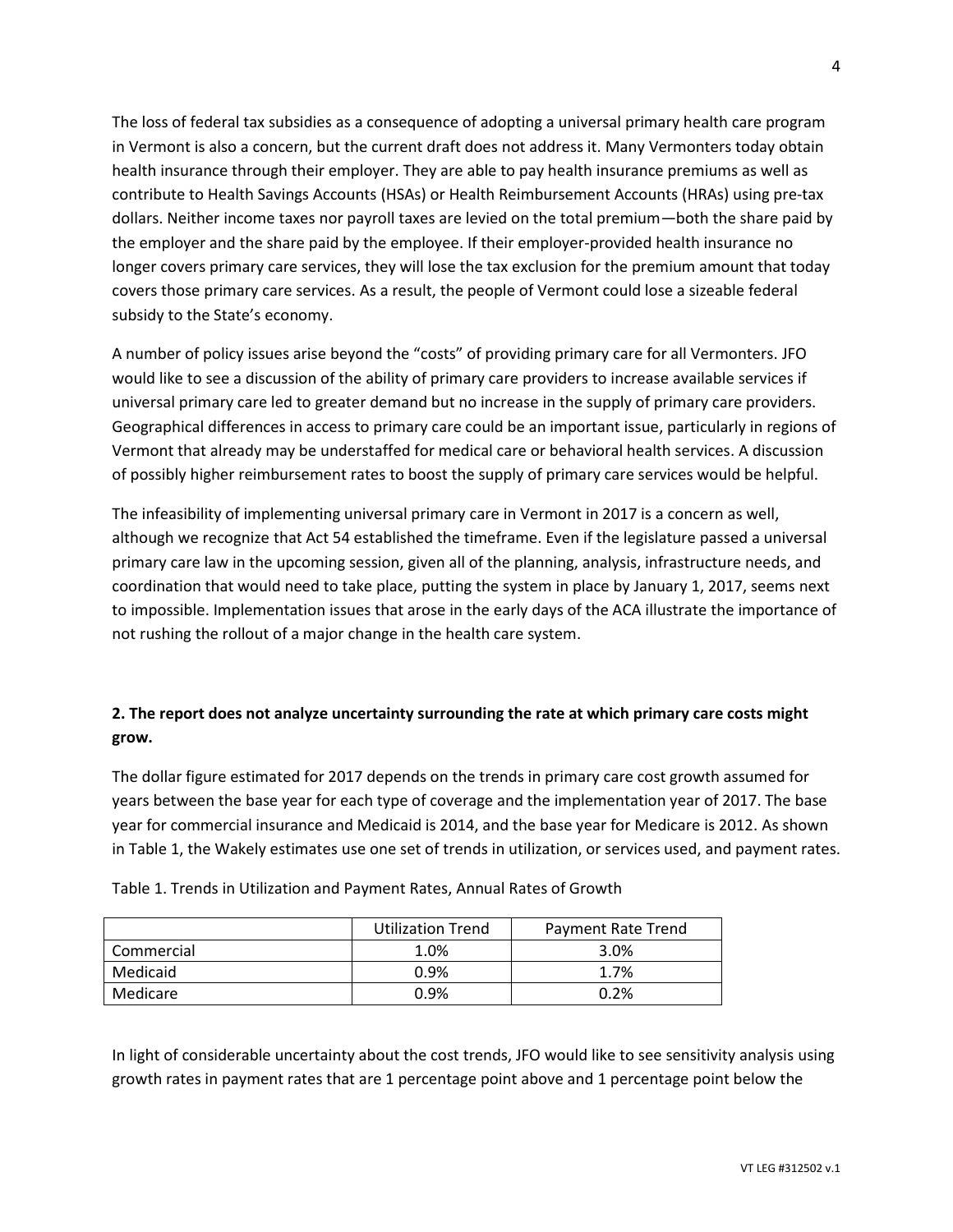The loss of federal tax subsidies as a consequence of adopting a universal primary health care program in Vermont is also a concern, but the current draft does not address it. Many Vermonters today obtain health insurance through their employer. They are able to pay health insurance premiums as well as contribute to Health Savings Accounts (HSAs) or Health Reimbursement Accounts (HRAs) using pre-tax dollars. Neither income taxes nor payroll taxes are levied on the total premium—both the share paid by the employer and the share paid by the employee. If their employer-provided health insurance no longer covers primary care services, they will lose the tax exclusion for the premium amount that today covers those primary care services. As a result, the people of Vermont could lose a sizeable federal subsidy to the State's economy.

A number of policy issues arise beyond the "costs" of providing primary care for all Vermonters. JFO would like to see a discussion of the ability of primary care providers to increase available services if universal primary care led to greater demand but no increase in the supply of primary care providers. Geographical differences in access to primary care could be an important issue, particularly in regions of Vermont that already may be understaffed for medical care or behavioral health services. A discussion of possibly higher reimbursement rates to boost the supply of primary care services would be helpful.

The infeasibility of implementing universal primary care in Vermont in 2017 is a concern as well, although we recognize that Act 54 established the timeframe. Even if the legislature passed a universal primary care law in the upcoming session, given all of the planning, analysis, infrastructure needs, and coordination that would need to take place, putting the system in place by January 1, 2017, seems next to impossible. Implementation issues that arose in the early days of the ACA illustrate the importance of not rushing the rollout of a major change in the health care system.

**2. The report does not analyze uncertainty surrounding the rate at which primary care costs might grow.**

The dollar figure estimated for 2017 depends on the trends in primary care cost growth assumed for years between the base year for each type of coverage and the implementation year of 2017. The base year for commercial insurance and Medicaid is 2014, and the base year for Medicare is 2012. As shown in Table 1, the Wakely estimates use one set of trends in utilization, or services used, and payment rates.

Table 1. Trends in Utilization and Payment Rates, Annual Rates of Growth

| | Utilization Trend | Payment Rate Trend |
|---|---|---|
| Commercial | 1.0% | 3.0% |
| Medicaid | 0.9% | 1.7% |
| Medicare | 0.9% | 0.2% |

In light of considerable uncertainty about the cost trends, JFO would like to see sensitivity analysis using growth rates in payment rates that are 1 percentage point above and 1 percentage point below the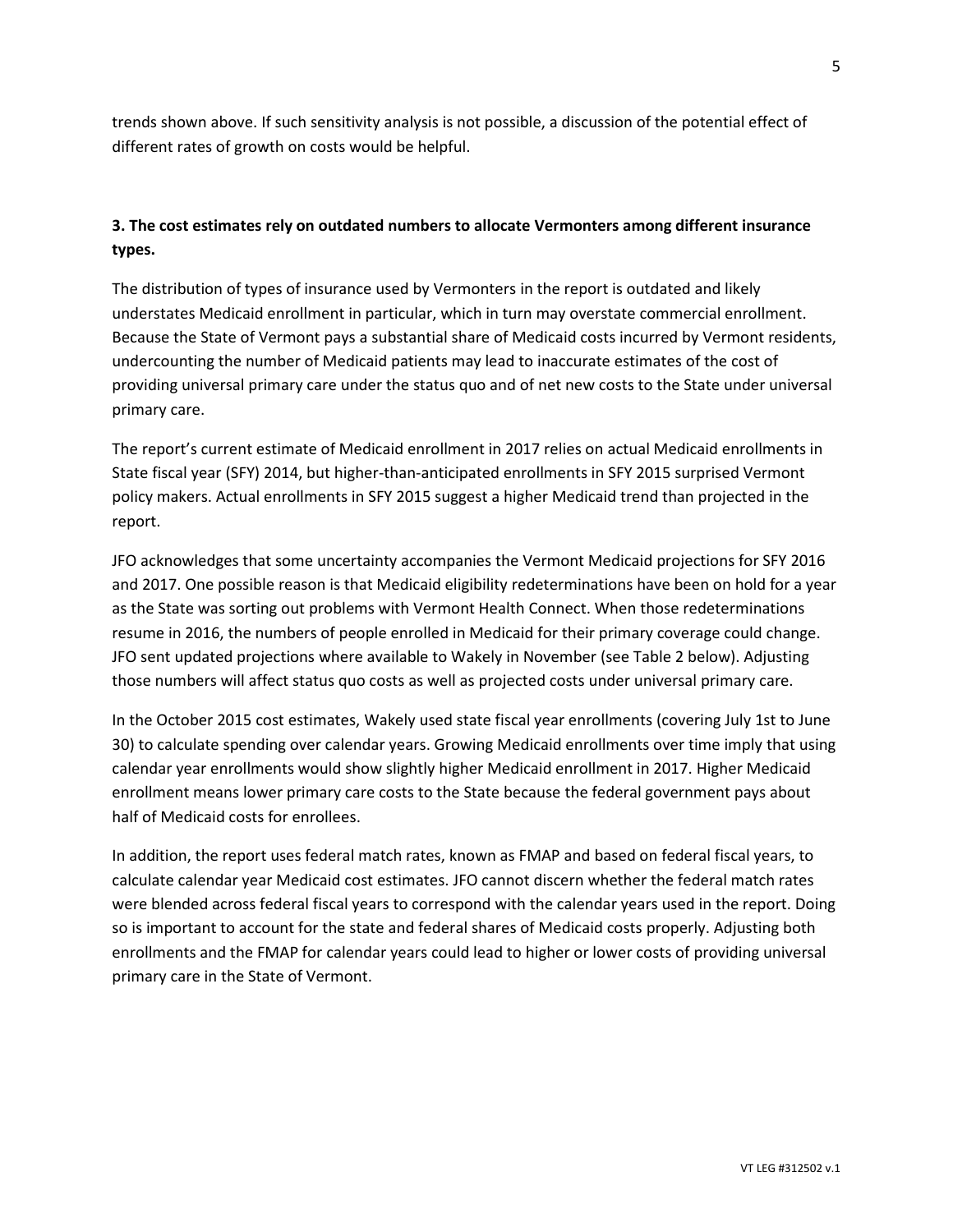trends shown above. If such sensitivity analysis is not possible, a discussion of the potential effect of different rates of growth on costs would be helpful.

**3. The cost estimates rely on outdated numbers to allocate Vermonters among different insurance types.**

The distribution of types of insurance used by Vermonters in the report is outdated and likely understates Medicaid enrollment in particular, which in turn may overstate commercial enrollment. Because the State of Vermont pays a substantial share of Medicaid costs incurred by Vermont residents, undercounting the number of Medicaid patients may lead to inaccurate estimates of the cost of providing universal primary care under the status quo and of net new costs to the State under universal primary care.

The report's current estimate of Medicaid enrollment in 2017 relies on actual Medicaid enrollments in State fiscal year (SFY) 2014, but higher-than-anticipated enrollments in SFY 2015 surprised Vermont policy makers. Actual enrollments in SFY 2015 suggest a higher Medicaid trend than projected in the report.

JFO acknowledges that some uncertainty accompanies the Vermont Medicaid projections for SFY 2016 and 2017. One possible reason is that Medicaid eligibility redeterminations have been on hold for a year as the State was sorting out problems with Vermont Health Connect. When those redeterminations resume in 2016, the numbers of people enrolled in Medicaid for their primary coverage could change. JFO sent updated projections where available to Wakely in November (see Table 2 below). Adjusting those numbers will affect status quo costs as well as projected costs under universal primary care.

In the October 2015 cost estimates, Wakely used state fiscal year enrollments (covering July 1st to June 30) to calculate spending over calendar years. Growing Medicaid enrollments over time imply that using calendar year enrollments would show slightly higher Medicaid enrollment in 2017. Higher Medicaid enrollment means lower primary care costs to the State because the federal government pays about half of Medicaid costs for enrollees.

In addition, the report uses federal match rates, known as FMAP and based on federal fiscal years, to calculate calendar year Medicaid cost estimates. JFO cannot discern whether the federal match rates were blended across federal fiscal years to correspond with the calendar years used in the report. Doing so is important to account for the state and federal shares of Medicaid costs properly. Adjusting both enrollments and the FMAP for calendar years could lead to higher or lower costs of providing universal primary care in the State of Vermont.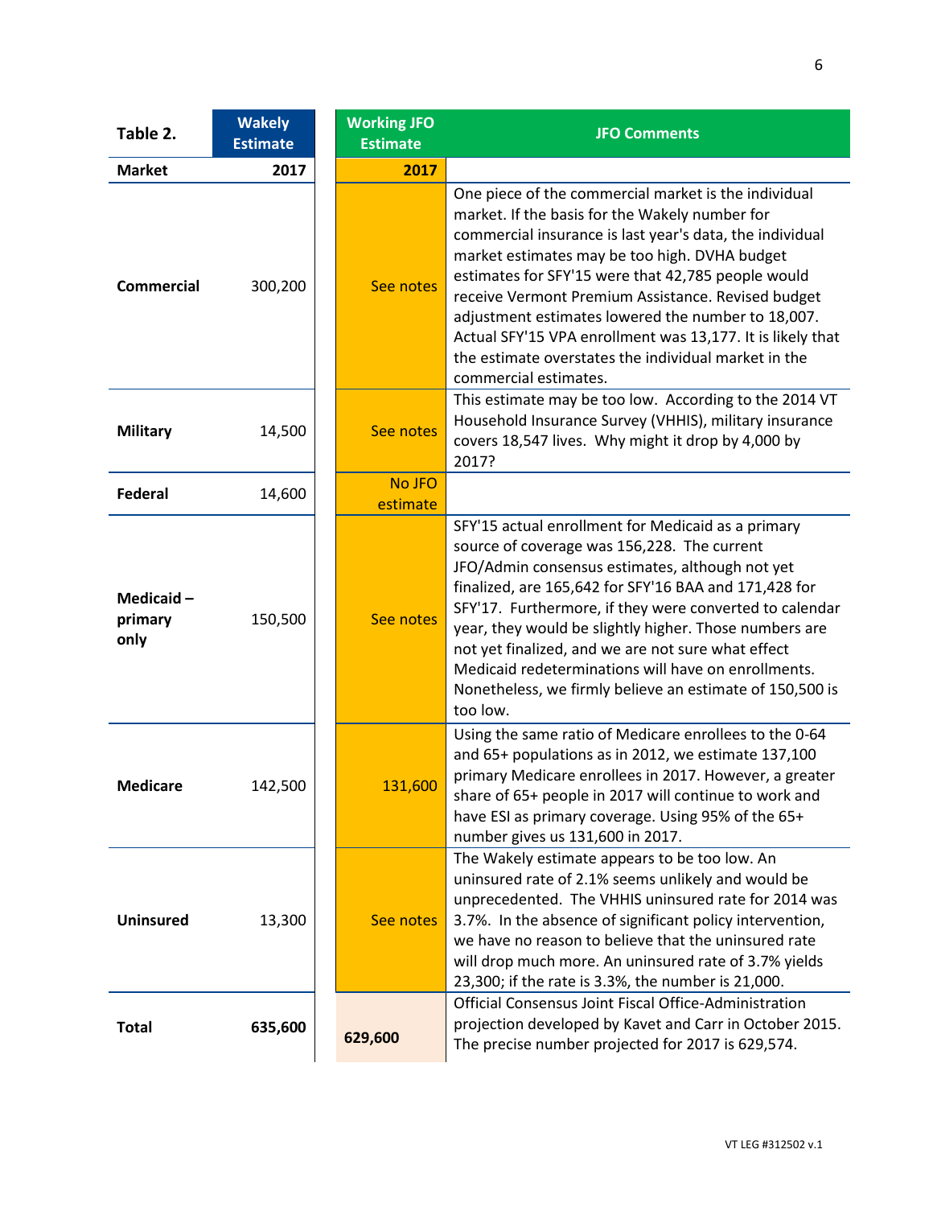| Table 2. | Wakely Estimate | Working JFO Estimate | JFO Comments |
|---|---|---|---|
| **Market** | **2017** | **2017** | |
| **Commercial** | 300,200 | See notes | One piece of the commercial market is the individual market. If the basis for the Wakely number for commercial insurance is last year's data, the individual market estimates may be too high. DVHA budget estimates for SFY'15 were that 42,785 people would receive Vermont Premium Assistance. Revised budget adjustment estimates lowered the number to 18,007. Actual SFY'15 VPA enrollment was 13,177. It is likely that the estimate overstates the individual market in the commercial estimates. |
| **Military** | 14,500 | See notes | This estimate may be too low. According to the 2014 VT Household Insurance Survey (VHHIS), military insurance covers 18,547 lives. Why might it drop by 4,000 by 2017? |
| **Federal** | 14,600 | No JFO estimate | |
| **Medicaid – primary only** | 150,500 | See notes | SFY'15 actual enrollment for Medicaid as a primary source of coverage was 156,228. The current JFO/Admin consensus estimates, although not yet finalized, are 165,642 for SFY'16 BAA and 171,428 for SFY'17. Furthermore, if they were converted to calendar year, they would be slightly higher. Those numbers are not yet finalized, and we are not sure what effect Medicaid redeterminations will have on enrollments. Nonetheless, we firmly believe an estimate of 150,500 is too low. |
| **Medicare** | 142,500 | 131,600 | Using the same ratio of Medicare enrollees to the 0-64 and 65+ populations as in 2012, we estimate 137,100 primary Medicare enrollees in 2017. However, a greater share of 65+ people in 2017 will continue to work and have ESI as primary coverage. Using 95% of the 65+ number gives us 131,600 in 2017. |
| **Uninsured** | 13,300 | See notes | The Wakely estimate appears to be too low. An uninsured rate of 2.1% seems unlikely and would be unprecedented. The VHHIS uninsured rate for 2014 was 3.7%. In the absence of significant policy intervention, we have no reason to believe that the uninsured rate will drop much more. An uninsured rate of 3.7% yields 23,300; if the rate is 3.3%, the number is 21,000. |
| **Total** | **635,600** | **629,600** | Official Consensus Joint Fiscal Office-Administration projection developed by Kavet and Carr in October 2015. The precise number projected for 2017 is 629,574. |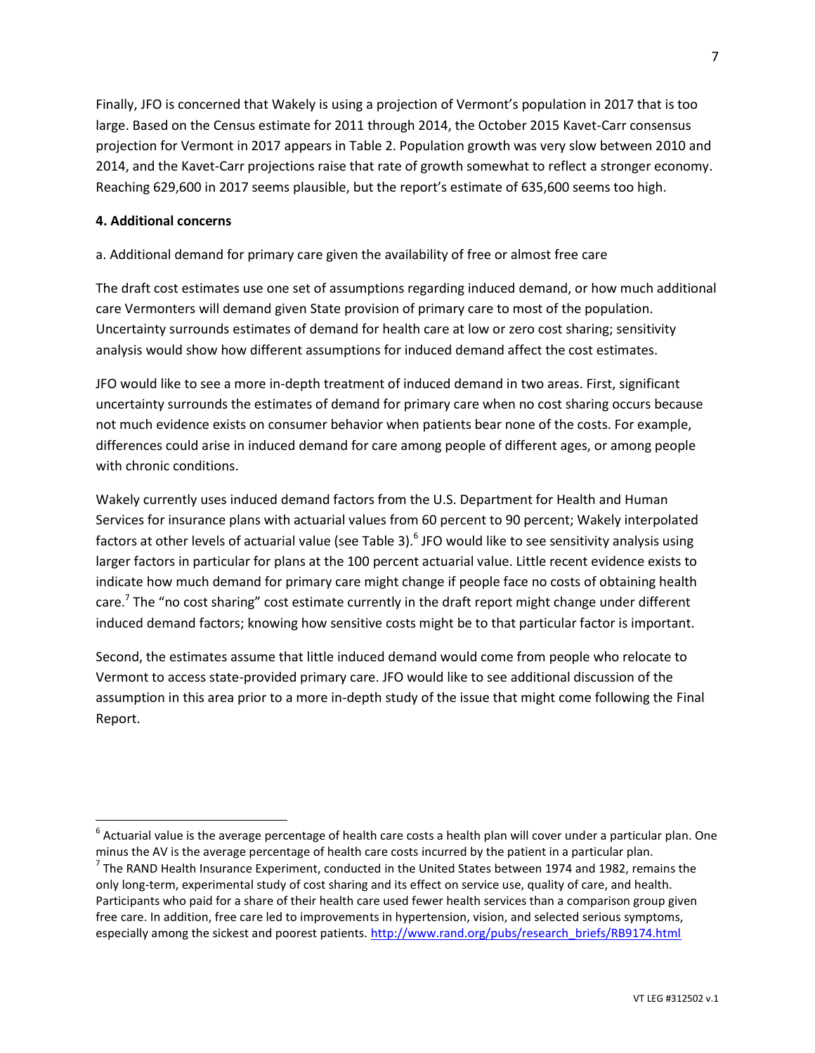Finally, JFO is concerned that Wakely is using a projection of Vermont's population in 2017 that is too large. Based on the Census estimate for 2011 through 2014, the October 2015 Kavet-Carr consensus projection for Vermont in 2017 appears in Table 2. Population growth was very slow between 2010 and 2014, and the Kavet-Carr projections raise that rate of growth somewhat to reflect a stronger economy. Reaching 629,600 in 2017 seems plausible, but the report's estimate of 635,600 seems too high.

**4. Additional concerns**

a. Additional demand for primary care given the availability of free or almost free care

The draft cost estimates use one set of assumptions regarding induced demand, or how much additional care Vermonters will demand given State provision of primary care to most of the population. Uncertainty surrounds estimates of demand for health care at low or zero cost sharing; sensitivity analysis would show how different assumptions for induced demand affect the cost estimates.

JFO would like to see a more in-depth treatment of induced demand in two areas. First, significant uncertainty surrounds the estimates of demand for primary care when no cost sharing occurs because not much evidence exists on consumer behavior when patients bear none of the costs. For example, differences could arise in induced demand for care among people of different ages, or among people with chronic conditions.

Wakely currently uses induced demand factors from the U.S. Department for Health and Human Services for insurance plans with actuarial values from 60 percent to 90 percent; Wakely interpolated factors at other levels of actuarial value (see Table 3).[6] JFO would like to see sensitivity analysis using larger factors in particular for plans at the 100 percent actuarial value. Little recent evidence exists to indicate how much demand for primary care might change if people face no costs of obtaining health care.[7] The "no cost sharing" cost estimate currently in the draft report might change under different induced demand factors; knowing how sensitive costs might be to that particular factor is important.

Second, the estimates assume that little induced demand would come from people who relocate to Vermont to access state-provided primary care. JFO would like to see additional discussion of the assumption in this area prior to a more in-depth study of the issue that might come following the Final Report.

---

[6] Actuarial value is the average percentage of health care costs a health plan will cover under a particular plan. One minus the AV is the average percentage of health care costs incurred by the patient in a particular plan.

[7] The RAND Health Insurance Experiment, conducted in the United States between 1974 and 1982, remains the only long-term, experimental study of cost sharing and its effect on service use, quality of care, and health. Participants who paid for a share of their health care used fewer health services than a comparison group given free care. In addition, free care led to improvements in hypertension, vision, and selected serious symptoms, especially among the sickest and poorest patients. http://www.rand.org/pubs/research_briefs/RB9174.html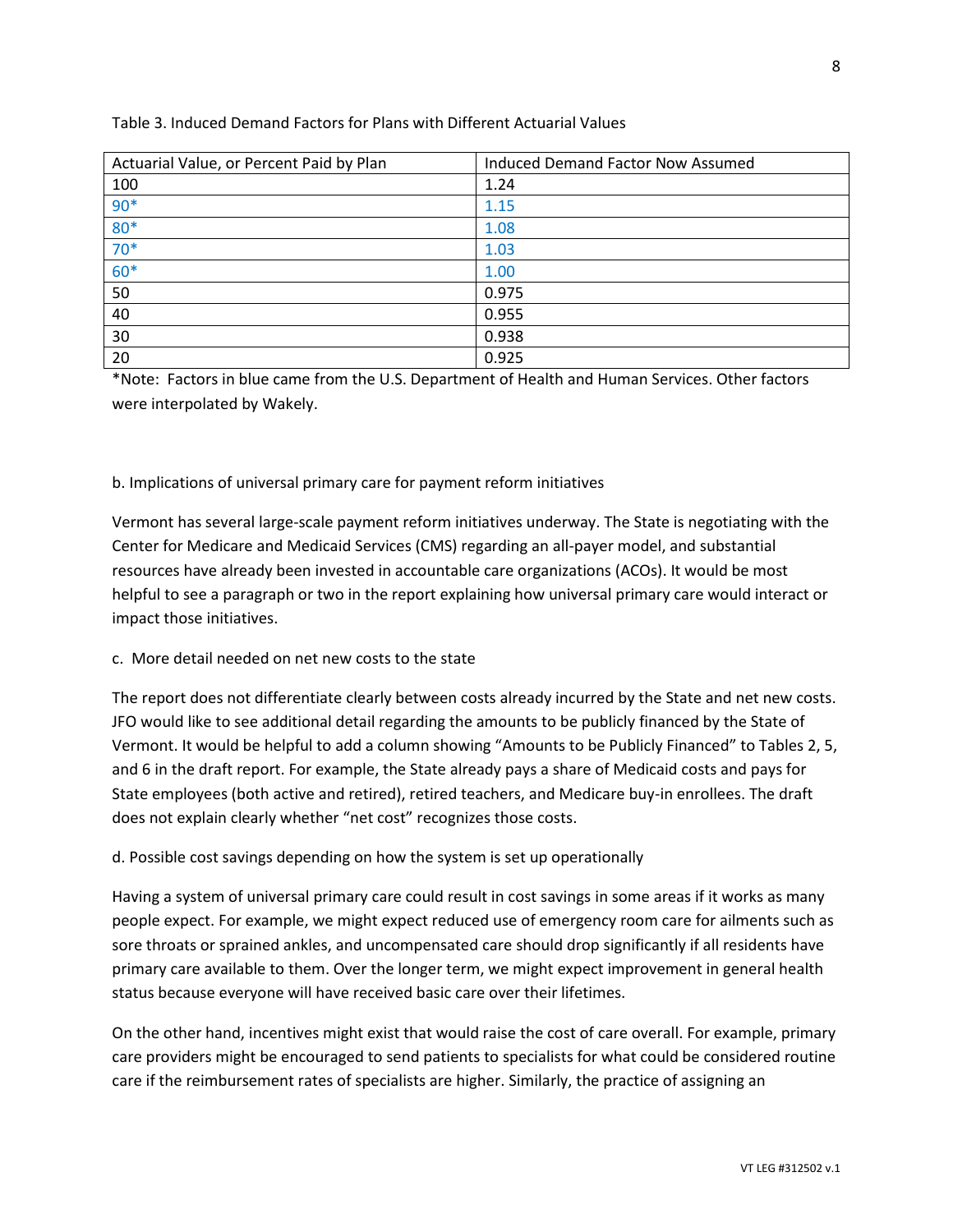Table 3. Induced Demand Factors for Plans with Different Actuarial Values

| Actuarial Value, or Percent Paid by Plan | Induced Demand Factor Now Assumed |
|---|---|
| 100 | 1.24 |
| 90* | 1.15 |
| 80* | 1.08 |
| 70* | 1.03 |
| 60* | 1.00 |
| 50 | 0.975 |
| 40 | 0.955 |
| 30 | 0.938 |
| 20 | 0.925 |

*Note: Factors in blue came from the U.S. Department of Health and Human Services. Other factors were interpolated by Wakely.

b. Implications of universal primary care for payment reform initiatives

Vermont has several large-scale payment reform initiatives underway. The State is negotiating with the Center for Medicare and Medicaid Services (CMS) regarding an all-payer model, and substantial resources have already been invested in accountable care organizations (ACOs). It would be most helpful to see a paragraph or two in the report explaining how universal primary care would interact or impact those initiatives.

c. More detail needed on net new costs to the state

The report does not differentiate clearly between costs already incurred by the State and net new costs. JFO would like to see additional detail regarding the amounts to be publicly financed by the State of Vermont. It would be helpful to add a column showing "Amounts to be Publicly Financed" to Tables 2, 5, and 6 in the draft report. For example, the State already pays a share of Medicaid costs and pays for State employees (both active and retired), retired teachers, and Medicare buy-in enrollees. The draft does not explain clearly whether "net cost" recognizes those costs.

d. Possible cost savings depending on how the system is set up operationally

Having a system of universal primary care could result in cost savings in some areas if it works as many people expect. For example, we might expect reduced use of emergency room care for ailments such as sore throats or sprained ankles, and uncompensated care should drop significantly if all residents have primary care available to them. Over the longer term, we might expect improvement in general health status because everyone will have received basic care over their lifetimes.

On the other hand, incentives might exist that would raise the cost of care overall. For example, primary care providers might be encouraged to send patients to specialists for what could be considered routine care if the reimbursement rates of specialists are higher. Similarly, the practice of assigning an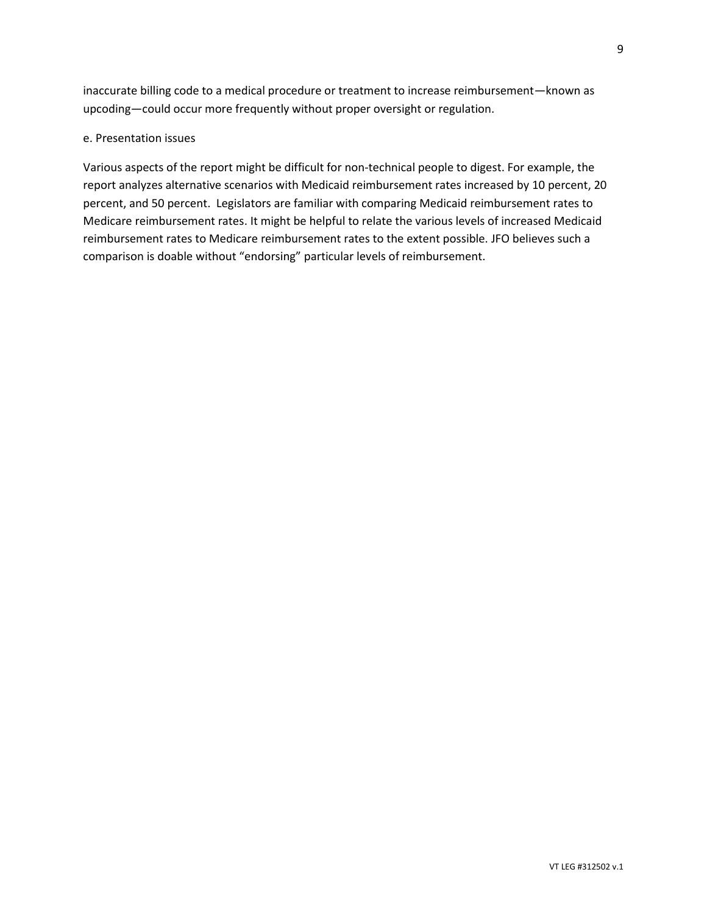inaccurate billing code to a medical procedure or treatment to increase reimbursement—known as upcoding—could occur more frequently without proper oversight or regulation.

e. Presentation issues

Various aspects of the report might be difficult for non-technical people to digest. For example, the report analyzes alternative scenarios with Medicaid reimbursement rates increased by 10 percent, 20 percent, and 50 percent. Legislators are familiar with comparing Medicaid reimbursement rates to Medicare reimbursement rates. It might be helpful to relate the various levels of increased Medicaid reimbursement rates to Medicare reimbursement rates to the extent possible. JFO believes such a comparison is doable without "endorsing" particular levels of reimbursement.